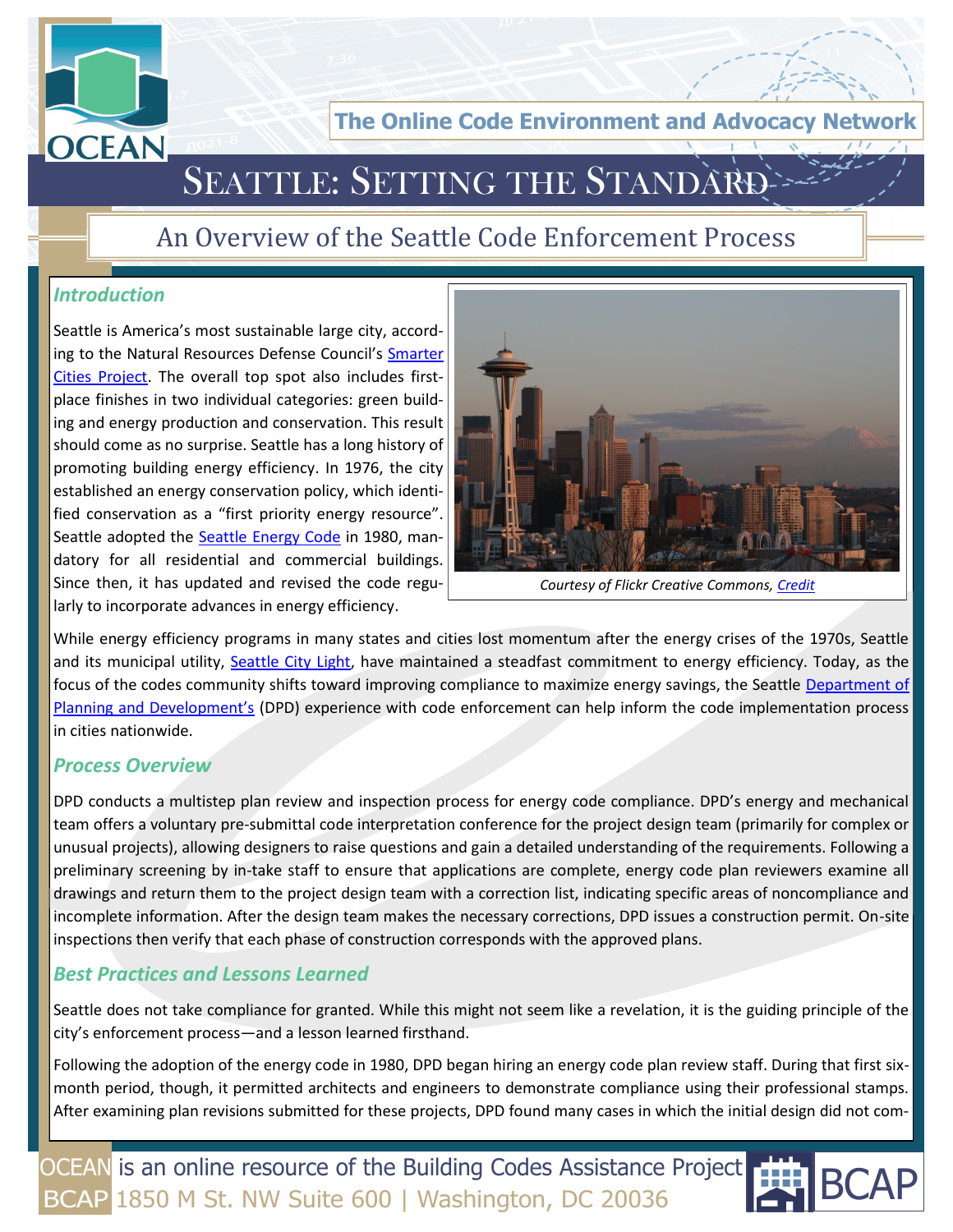The Online Code Environment and Advocacy Network

# Seattle: Setting the Standard

## An Overview of the Seattle Code Enforcement Process

### *Introduction*

Seattle is America's most sustainable large city, according to the Natural Resources Defense Council's Smarter Cities Project. The overall top spot also includes first-place finishes in two individual categories: green building and energy production and conservation. This result should come as no surprise. Seattle has a long history of promoting building energy efficiency. In 1976, the city established an energy conservation policy, which identified conservation as a "first priority energy resource". Seattle adopted the Seattle Energy Code in 1980, mandatory for all residential and commercial buildings. Since then, it has updated and revised the code regularly to incorporate advances in energy efficiency.

*Courtesy of Flickr Creative Commons, Credit*

While energy efficiency programs in many states and cities lost momentum after the energy crises of the 1970s, Seattle and its municipal utility, Seattle City Light, have maintained a steadfast commitment to energy efficiency. Today, as the focus of the codes community shifts toward improving compliance to maximize energy savings, the Seattle Department of Planning and Development's (DPD) experience with code enforcement can help inform the code implementation process in cities nationwide.

### *Process Overview*

DPD conducts a multistep plan review and inspection process for energy code compliance. DPD's energy and mechanical team offers a voluntary pre-submittal code interpretation conference for the project design team (primarily for complex or unusual projects), allowing designers to raise questions and gain a detailed understanding of the requirements. Following a preliminary screening by in-take staff to ensure that applications are complete, energy code plan reviewers examine all drawings and return them to the project design team with a correction list, indicating specific areas of noncompliance and incomplete information. After the design team makes the necessary corrections, DPD issues a construction permit. On-site inspections then verify that each phase of construction corresponds with the approved plans.

### *Best Practices and Lessons Learned*

Seattle does not take compliance for granted. While this might not seem like a revelation, it is the guiding principle of the city's enforcement process—and a lesson learned firsthand.

Following the adoption of the energy code in 1980, DPD began hiring an energy code plan review staff. During that first six-month period, though, it permitted architects and engineers to demonstrate compliance using their professional stamps. After examining plan revisions submitted for these projects, DPD found many cases in which the initial design did not com-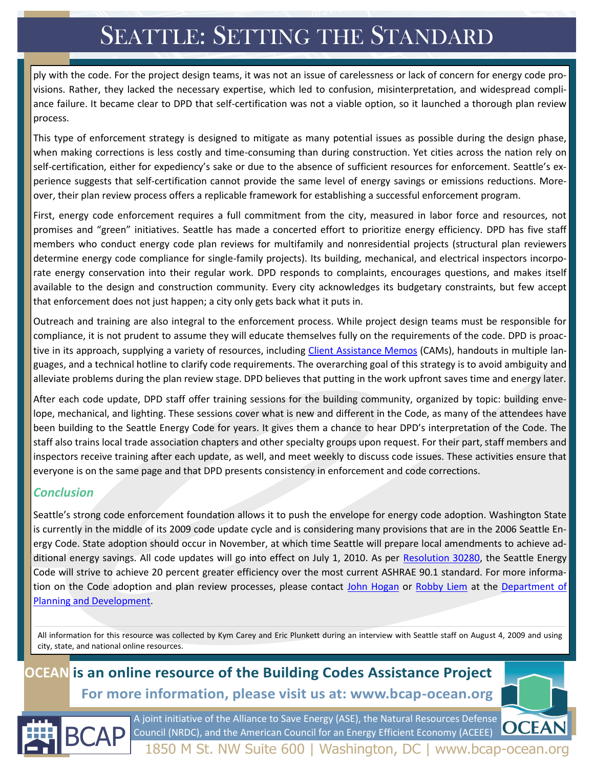ply with the code. For the project design teams, it was not an issue of carelessness or lack of concern for energy code provisions. Rather, they lacked the necessary expertise, which led to confusion, misinterpretation, and widespread compliance failure. It became clear to DPD that self-certification was not a viable option, so it launched a thorough plan review process.

This type of enforcement strategy is designed to mitigate as many potential issues as possible during the design phase, when making corrections is less costly and time-consuming than during construction. Yet cities across the nation rely on self-certification, either for expediency's sake or due to the absence of sufficient resources for enforcement. Seattle's experience suggests that self-certification cannot provide the same level of energy savings or emissions reductions. Moreover, their plan review process offers a replicable framework for establishing a successful enforcement program.

First, energy code enforcement requires a full commitment from the city, measured in labor force and resources, not promises and "green" initiatives. Seattle has made a concerted effort to prioritize energy efficiency. DPD has five staff members who conduct energy code plan reviews for multifamily and nonresidential projects (structural plan reviewers determine energy code compliance for single-family projects). Its building, mechanical, and electrical inspectors incorporate energy conservation into their regular work. DPD responds to complaints, encourages questions, and makes itself available to the design and construction community. Every city acknowledges its budgetary constraints, but few accept that enforcement does not just happen; a city only gets back what it puts in.

Outreach and training are also integral to the enforcement process. While project design teams must be responsible for compliance, it is not prudent to assume they will educate themselves fully on the requirements of the code. DPD is proactive in its approach, supplying a variety of resources, including Client Assistance Memos (CAMs), handouts in multiple languages, and a technical hotline to clarify code requirements. The overarching goal of this strategy is to avoid ambiguity and alleviate problems during the plan review stage. DPD believes that putting in the work upfront saves time and energy later.

After each code update, DPD staff offer training sessions for the building community, organized by topic: building envelope, mechanical, and lighting. These sessions cover what is new and different in the Code, as many of the attendees have been building to the Seattle Energy Code for years. It gives them a chance to hear DPD's interpretation of the Code. The staff also trains local trade association chapters and other specialty groups upon request. For their part, staff members and inspectors receive training after each update, as well, and meet weekly to discuss code issues. These activities ensure that everyone is on the same page and that DPD presents consistency in enforcement and code corrections.

## *Conclusion*

Seattle's strong code enforcement foundation allows it to push the envelope for energy code adoption. Washington State is currently in the middle of its 2009 code update cycle and is considering many provisions that are in the 2006 Seattle Energy Code. State adoption should occur in November, at which time Seattle will prepare local amendments to achieve additional energy savings. All code updates will go into effect on July 1, 2010. As per Resolution 30280, the Seattle Energy Code will strive to achieve 20 percent greater efficiency over the most current ASHRAE 90.1 standard. For more information on the Code adoption and plan review processes, please contact John Hogan or Robby Liem at the Department of Planning and Development.

All information for this resource was collected by Kym Carey and Eric Plunkett during an interview with Seattle staff on August 4, 2009 and using city, state, and national online resources.

**OCEAN is an online resource of the Building Codes Assistance Project**

**For more information, please visit us at: www.bcap-ocean.org**

A joint initiative of the Alliance to Save Energy (ASE), the Natural Resources Defense Council (NRDC), and the American Council for an Energy Efficient Economy (ACEEE)

1850 M St. NW Suite 600 | Washington, DC | www.bcap-ocean.org